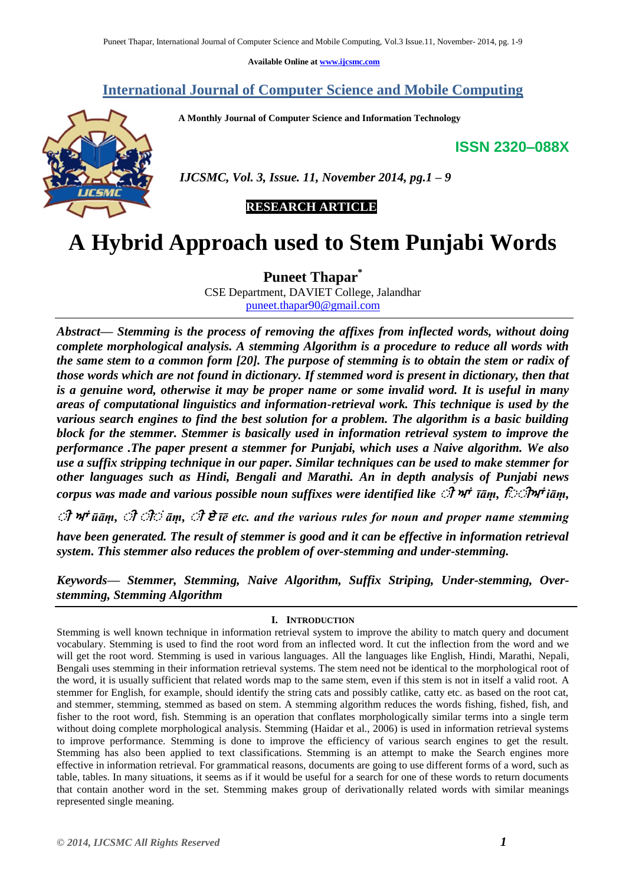Available Online at www.ijcsmc.com

# International Journal of Computer Science and Mobile Computing

**A Monthly Journal of Computer Science and Information Technology**

**ISSN 2320–088X**

*IJCSMC, Vol. 3, Issue. 11, November 2014, pg.1 – 9*

**RESEARCH ARTICLE**

# A Hybrid Approach used to Stem Punjabi Words

**Puneet Thapar***

CSE Department, DAVIET College, Jalandhar
puneet.thapar90@gmail.com

***Abstract— Stemming is the process of removing the affixes from inflected words, without doing complete morphological analysis. A stemming Algorithm is a procedure to reduce all words with the same stem to a common form [20]. The purpose of stemming is to obtain the stem or radix of those words which are not found in dictionary. If stemmed word is present in dictionary, then that is a genuine word, otherwise it may be proper name or some invalid word. It is useful in many areas of computational linguistics and information-retrieval work. This technique is used by the various search engines to find the best solution for a problem. The algorithm is a basic building block for the stemmer. Stemmer is basically used in information retrieval system to improve the performance .The paper present a stemmer for Punjabi, which uses a Naive algorithm. We also use a suffix stripping technique in our paper. Similar techniques can be used to make stemmer for other languages such as Hindi, Bengali and Marathi. An in depth analysis of Punjabi news corpus was made and various possible noun suffixes were identified like ੀਆਂ īāṃ, ਿੀਆਂ iāṃ, ੂਆਂ ūāṃ, ੀਾਂ āṃ, ੀਏ īē etc. and the various rules for noun and proper name stemming have been generated. The result of stemmer is good and it can be effective in information retrieval system. This stemmer also reduces the problem of over-stemming and under-stemming.***

***Keywords— Stemmer, Stemming, Naive Algorithm, Suffix Striping, Under-stemming, Over-stemming, Stemming Algorithm***

## I. Introduction

Stemming is well known technique in information retrieval system to improve the ability to match query and document vocabulary. Stemming is used to find the root word from an inflected word. It cut the inflection from the word and we will get the root word. Stemming is used in various languages. All the languages like English, Hindi, Marathi, Nepali, Bengali uses stemming in their information retrieval systems. The stem need not be identical to the morphological root of the word, it is usually sufficient that related words map to the same stem, even if this stem is not in itself a valid root. A stemmer for English, for example, should identify the string cats and possibly catlike, catty etc. as based on the root cat, and stemmer, stemming, stemmed as based on stem. A stemming algorithm reduces the words fishing, fished, fish, and fisher to the root word, fish. Stemming is an operation that conflates morphologically similar terms into a single term without doing complete morphological analysis. Stemming (Haidar et al., 2006) is used in information retrieval systems to improve performance. Stemming is done to improve the efficiency of various search engines to get the result. Stemming has also been applied to text classifications. Stemming is an attempt to make the Search engines more effective in information retrieval. For grammatical reasons, documents are going to use different forms of a word, such as table, tables. In many situations, it seems as if it would be useful for a search for one of these words to return documents that contain another word in the set. Stemming makes group of derivationally related words with similar meanings represented single meaning.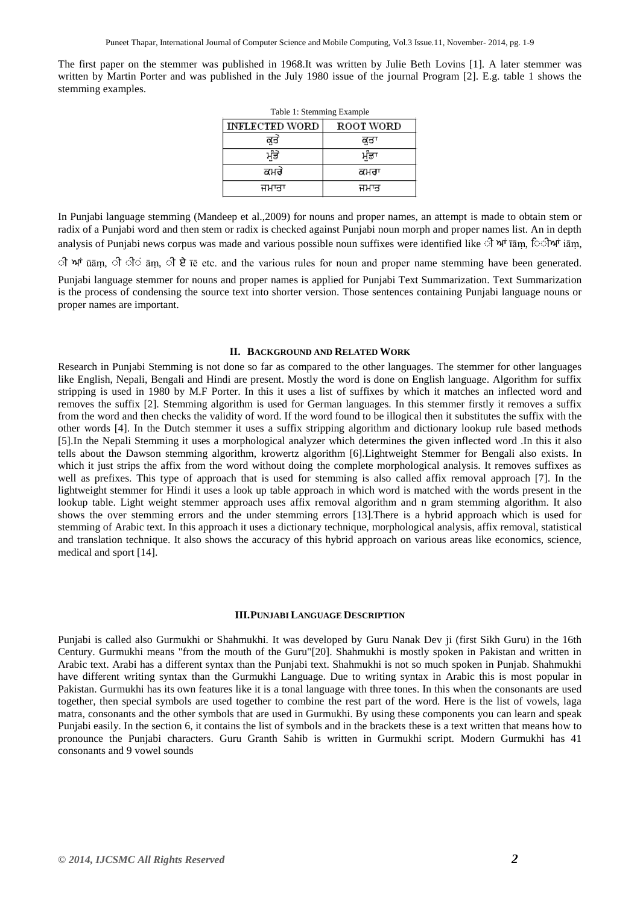The first paper on the stemmer was published in 1968.It was written by Julie Beth Lovins [1]. A later stemmer was written by Martin Porter and was published in the July 1980 issue of the journal Program [2]. E.g. table 1 shows the stemming examples.

Table 1: Stemming Example

| INFLECTED WORD | ROOT WORD |
|---|---|
| ਕੁਤੇ | ਕੁਤਾ |
| ਮੁੰਡੇ | ਮੁੰਡਾ |
| ਕਮਰੇ | ਕਮਰਾ |
| ਜਮਾਤਾਂ | ਜਮਾਤ |

In Punjabi language stemming (Mandeep et al.,2009) for nouns and proper names, an attempt is made to obtain stem or radix of a Punjabi word and then stem or radix is checked against Punjabi noun morph and proper names list. An in depth analysis of Punjabi news corpus was made and various possible noun suffixes were identified like ੀ ਆਂ īāṃ, ਿੀਆਂ iāṃ, ੀ ਆਂ ūāṃ, ੀ ੀਂ āṃ, ੀ ਏ īē etc. and the various rules for noun and proper name stemming have been generated. Punjabi language stemmer for nouns and proper names is applied for Punjabi Text Summarization. Text Summarization is the process of condensing the source text into shorter version. Those sentences containing Punjabi language nouns or proper names are important.

## II. BACKGROUND AND RELATED WORK

Research in Punjabi Stemming is not done so far as compared to the other languages. The stemmer for other languages like English, Nepali, Bengali and Hindi are present. Mostly the word is done on English language. Algorithm for suffix stripping is used in 1980 by M.F Porter. In this it uses a list of suffixes by which it matches an inflected word and removes the suffix [2]. Stemming algorithm is used for German languages. In this stemmer firstly it removes a suffix from the word and then checks the validity of word. If the word found to be illogical then it substitutes the suffix with the other words [4]. In the Dutch stemmer it uses a suffix stripping algorithm and dictionary lookup rule based methods [5].In the Nepali Stemming it uses a morphological analyzer which determines the given inflected word .In this it also tells about the Dawson stemming algorithm, krowertz algorithm [6].Lightweight Stemmer for Bengali also exists. In which it just strips the affix from the word without doing the complete morphological analysis. It removes suffixes as well as prefixes. This type of approach that is used for stemming is also called affix removal approach [7]. In the lightweight stemmer for Hindi it uses a look up table approach in which word is matched with the words present in the lookup table. Light weight stemmer approach uses affix removal algorithm and n gram stemming algorithm. It also shows the over stemming errors and the under stemming errors [13].There is a hybrid approach which is used for stemming of Arabic text. In this approach it uses a dictionary technique, morphological analysis, affix removal, statistical and translation technique. It also shows the accuracy of this hybrid approach on various areas like economics, science, medical and sport [14].

## III.PUNJABI LANGUAGE DESCRIPTION

Punjabi is called also Gurmukhi or Shahmukhi. It was developed by Guru Nanak Dev ji (first Sikh Guru) in the 16th Century. Gurmukhi means "from the mouth of the Guru"[20]. Shahmukhi is mostly spoken in Pakistan and written in Arabic text. Arabi has a different syntax than the Punjabi text. Shahmukhi is not so much spoken in Punjab. Shahmukhi have different writing syntax than the Gurmukhi Language. Due to writing syntax in Arabic this is most popular in Pakistan. Gurmukhi has its own features like it is a tonal language with three tones. In this when the consonants are used together, then special symbols are used together to combine the rest part of the word. Here is the list of vowels, laga matra, consonants and the other symbols that are used in Gurmukhi. By using these components you can learn and speak Punjabi easily. In the section 6, it contains the list of symbols and in the brackets these is a text written that means how to pronounce the Punjabi characters. Guru Granth Sahib is written in Gurmukhi script. Modern Gurmukhi has 41 consonants and 9 vowel sounds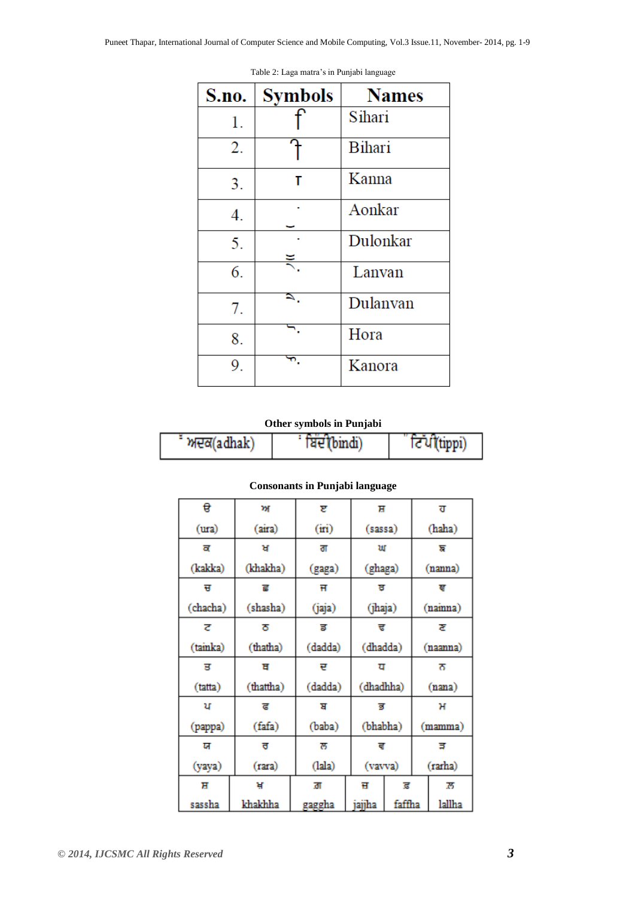Table 2: Laga matra's in Punjabi language

| S.no. | Symbols | Names |
|---|---|---|
| 1. | ਿ | Sihari |
| 2. | ੀ | Bihari |
| 3. | ਾ | Kanna |
| 4. | ੁ | Aonkar |
| 5. | ੂ | Dulonkar |
| 6. | ੇ | Lanvan |
| 7. | ੈ | Dulanvan |
| 8. | ੋ | Hora |
| 9. | ੌ | Kanora |

**Other symbols in Punjabi**

| | | |
|---|---|---|
| ੱ ਅਦਕ(adhak) | ਂ ਬਿੰਦੀ(bindi) | ੰ ਟਿੱਪੀ(tippi) |

**Consonants in Punjabi language**

| | | | | | |
|---|---|---|---|---|---|
| ੳ (ura) | ਅ (aira) | ੲ (iri) | ਸ (sassa) | ਹ (haha) | |
| ਕ (kakka) | ਖ (khakha) | ਗ (gaga) | ਘ (ghaga) | ਙ (nanna) | |
| ਚ (chacha) | ਛ (shasha) | ਜ (jaja) | ਝ (jhaja) | ਞ (nainna) | |
| ਟ (tainka) | ਠ (thatha) | ਡ (dadda) | ਢ (dhadda) | ਣ (naanna) | |
| ਤ (tatta) | ਥ (thattha) | ਦ (dadda) | ਧ (dhadhha) | ਨ (nana) | |
| ਪ (pappa) | ਫ (fafa) | ਬ (baba) | ਭ (bhabha) | ਮ (mamma) | |
| ਯ (yaya) | ਰ (rara) | ਲ (lala) | ਵ (vavva) | ੜ (rarha) | |
| ਸ਼ sassha | ਖ਼ khakhha | ਗ਼ gaggha | ਜ਼ jajjha | ਫ਼ faffha | ਲ਼ lallha |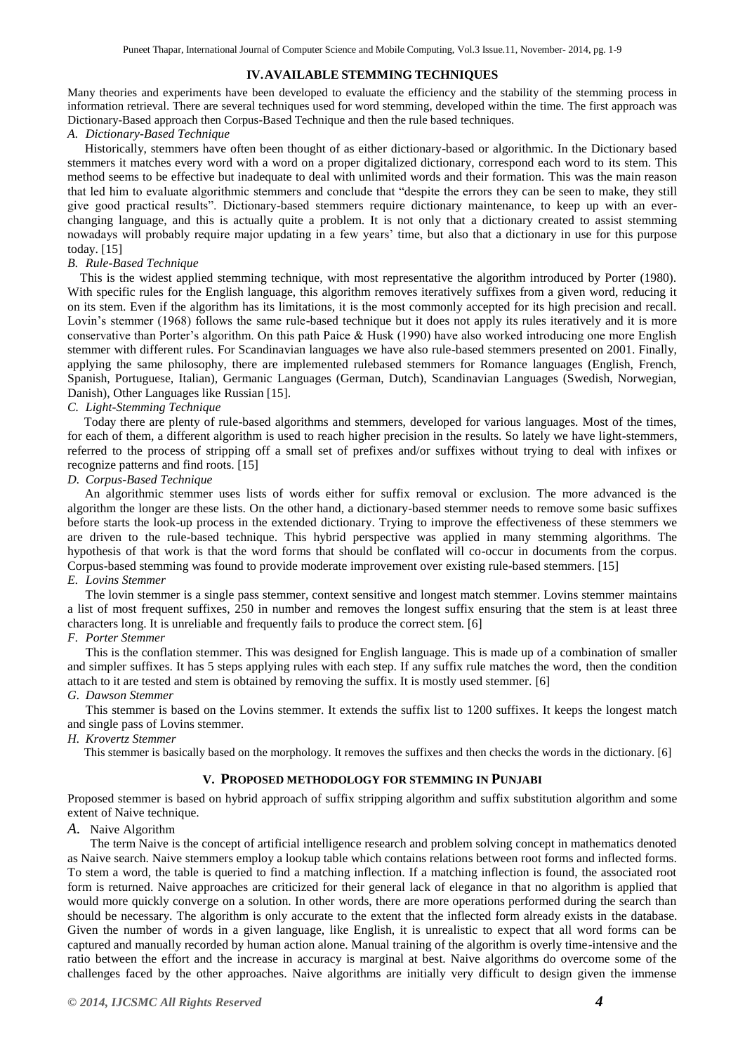## IV. AVAILABLE STEMMING TECHNIQUES

Many theories and experiments have been developed to evaluate the efficiency and the stability of the stemming process in information retrieval. There are several techniques used for word stemming, developed within the time. The first approach was Dictionary-Based approach then Corpus-Based Technique and then the rule based techniques.

### *A. Dictionary-Based Technique*

Historically, stemmers have often been thought of as either dictionary-based or algorithmic. In the Dictionary based stemmers it matches every word with a word on a proper digitalized dictionary, correspond each word to its stem. This method seems to be effective but inadequate to deal with unlimited words and their formation. This was the main reason that led him to evaluate algorithmic stemmers and conclude that "despite the errors they can be seen to make, they still give good practical results". Dictionary-based stemmers require dictionary maintenance, to keep up with an ever-changing language, and this is actually quite a problem. It is not only that a dictionary created to assist stemming nowadays will probably require major updating in a few years' time, but also that a dictionary in use for this purpose today. [15]

### *B. Rule-Based Technique*

This is the widest applied stemming technique, with most representative the algorithm introduced by Porter (1980). With specific rules for the English language, this algorithm removes iteratively suffixes from a given word, reducing it on its stem. Even if the algorithm has its limitations, it is the most commonly accepted for its high precision and recall. Lovin's stemmer (1968) follows the same rule-based technique but it does not apply its rules iteratively and it is more conservative than Porter's algorithm. On this path Paice & Husk (1990) have also worked introducing one more English stemmer with different rules. For Scandinavian languages we have also rule-based stemmers presented on 2001. Finally, applying the same philosophy, there are implemented rulebased stemmers for Romance languages (English, French, Spanish, Portuguese, Italian), Germanic Languages (German, Dutch), Scandinavian Languages (Swedish, Norwegian, Danish), Other Languages like Russian [15].

### *C. Light-Stemming Technique*

Today there are plenty of rule-based algorithms and stemmers, developed for various languages. Most of the times, for each of them, a different algorithm is used to reach higher precision in the results. So lately we have light-stemmers, referred to the process of stripping off a small set of prefixes and/or suffixes without trying to deal with infixes or recognize patterns and find roots. [15]

### *D. Corpus-Based Technique*

An algorithmic stemmer uses lists of words either for suffix removal or exclusion. The more advanced is the algorithm the longer are these lists. On the other hand, a dictionary-based stemmer needs to remove some basic suffixes before starts the look-up process in the extended dictionary. Trying to improve the effectiveness of these stemmers we are driven to the rule-based technique. This hybrid perspective was applied in many stemming algorithms. The hypothesis of that work is that the word forms that should be conflated will co-occur in documents from the corpus. Corpus-based stemming was found to provide moderate improvement over existing rule-based stemmers. [15]

### *E. Lovins Stemmer*

The lovin stemmer is a single pass stemmer, context sensitive and longest match stemmer. Lovins stemmer maintains a list of most frequent suffixes, 250 in number and removes the longest suffix ensuring that the stem is at least three characters long. It is unreliable and frequently fails to produce the correct stem. [6]

### *F. Porter Stemmer*

This is the conflation stemmer. This was designed for English language. This is made up of a combination of smaller and simpler suffixes. It has 5 steps applying rules with each step. If any suffix rule matches the word, then the condition attach to it are tested and stem is obtained by removing the suffix. It is mostly used stemmer. [6]

### *G. Dawson Stemmer*

This stemmer is based on the Lovins stemmer. It extends the suffix list to 1200 suffixes. It keeps the longest match and single pass of Lovins stemmer.

### *H. Krovertz Stemmer*

This stemmer is basically based on the morphology. It removes the suffixes and then checks the words in the dictionary. [6]

## V. PROPOSED METHODOLOGY FOR STEMMING IN PUNJABI

Proposed stemmer is based on hybrid approach of suffix stripping algorithm and suffix substitution algorithm and some extent of Naive technique.

### *A.* Naive Algorithm

The term Naive is the concept of artificial intelligence research and problem solving concept in mathematics denoted as Naive search. Naive stemmers employ a lookup table which contains relations between root forms and inflected forms. To stem a word, the table is queried to find a matching inflection. If a matching inflection is found, the associated root form is returned. Naive approaches are criticized for their general lack of elegance in that no algorithm is applied that would more quickly converge on a solution. In other words, there are more operations performed during the search than should be necessary. The algorithm is only accurate to the extent that the inflected form already exists in the database. Given the number of words in a given language, like English, it is unrealistic to expect that all word forms can be captured and manually recorded by human action alone. Manual training of the algorithm is overly time-intensive and the ratio between the effort and the increase in accuracy is marginal at best. Naive algorithms do overcome some of the challenges faced by the other approaches. Naive algorithms are initially very difficult to design given the immense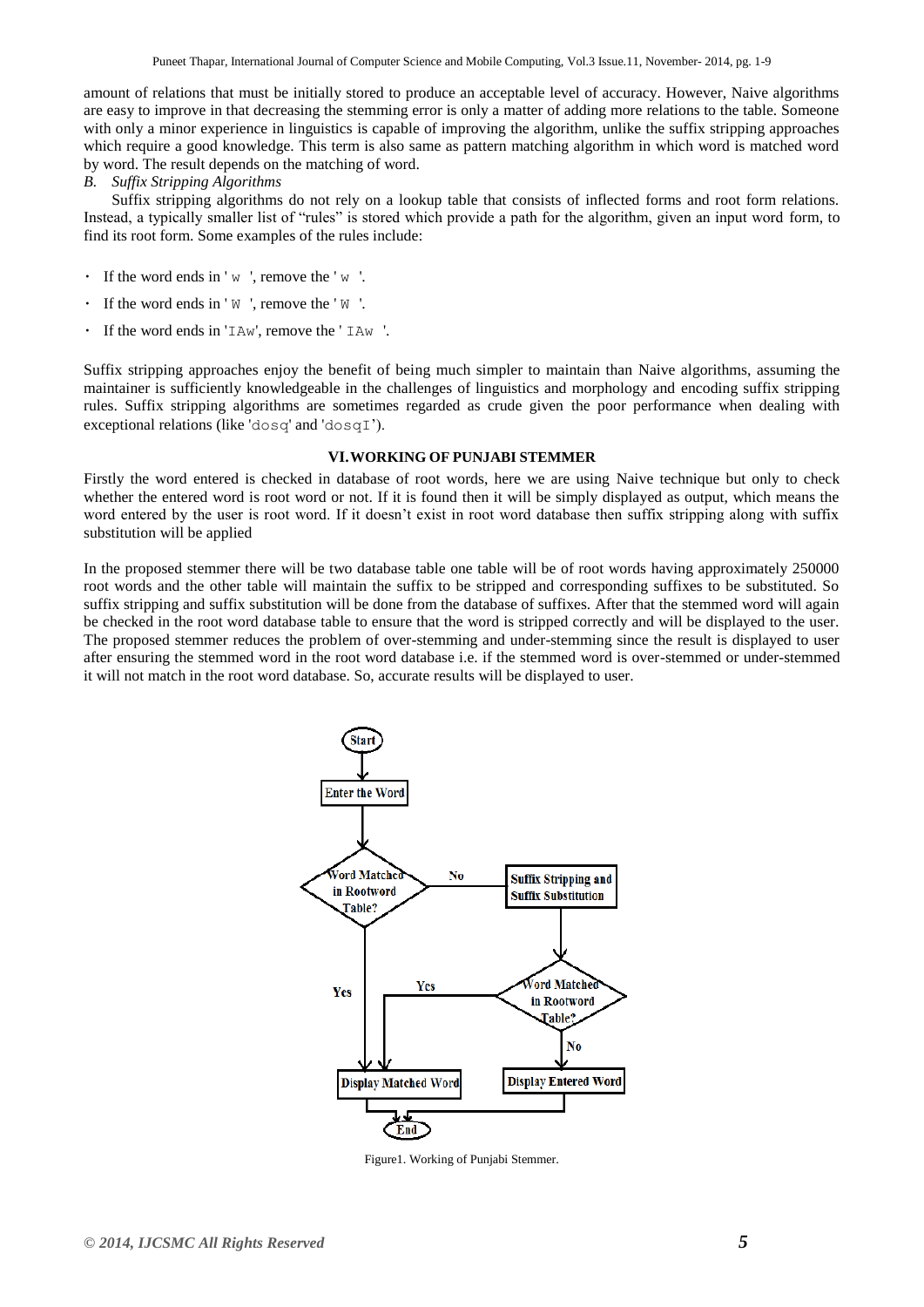amount of relations that must be initially stored to produce an acceptable level of accuracy. However, Naive algorithms are easy to improve in that decreasing the stemming error is only a matter of adding more relations to the table. Someone with only a minor experience in linguistics is capable of improving the algorithm, unlike the suffix stripping approaches which require a good knowledge. This term is also same as pattern matching algorithm in which word is matched word by word. The result depends on the matching of word.

*B. Suffix Stripping Algorithms*

Suffix stripping algorithms do not rely on a lookup table that consists of inflected forms and root form relations. Instead, a typically smaller list of "rules" is stored which provide a path for the algorithm, given an input word form, to find its root form. Some examples of the rules include:

- If the word ends in ' w ', remove the ' w '.
- If the word ends in ' W ', remove the ' W '.
- If the word ends in 'IAw', remove the ' IAw '.

Suffix stripping approaches enjoy the benefit of being much simpler to maintain than Naive algorithms, assuming the maintainer is sufficiently knowledgeable in the challenges of linguistics and morphology and encoding suffix stripping rules. Suffix stripping algorithms are sometimes regarded as crude given the poor performance when dealing with exceptional relations (like 'dosq' and 'dosqI').

## VI. WORKING OF PUNJABI STEMMER

Firstly the word entered is checked in database of root words, here we are using Naive technique but only to check whether the entered word is root word or not. If it is found then it will be simply displayed as output, which means the word entered by the user is root word. If it doesn't exist in root word database then suffix stripping along with suffix substitution will be applied

In the proposed stemmer there will be two database table one table will be of root words having approximately 250000 root words and the other table will maintain the suffix to be stripped and corresponding suffixes to be substituted. So suffix stripping and suffix substitution will be done from the database of suffixes. After that the stemmed word will again be checked in the root word database table to ensure that the word is stripped correctly and will be displayed to the user. The proposed stemmer reduces the problem of over-stemming and under-stemming since the result is displayed to user after ensuring the stemmed word in the root word database i.e. if the stemmed word is over-stemmed or under-stemmed it will not match in the root word database. So, accurate results will be displayed to user.

Start

Enter the Word

Word Matched in Rootword Table?

No

Suffix Stripping and Suffix Substitution

Word Matched in Rootword Table?

Yes

Yes

No

Display Matched Word

Display Entered Word

End

Figure1. Working of Punjabi Stemmer.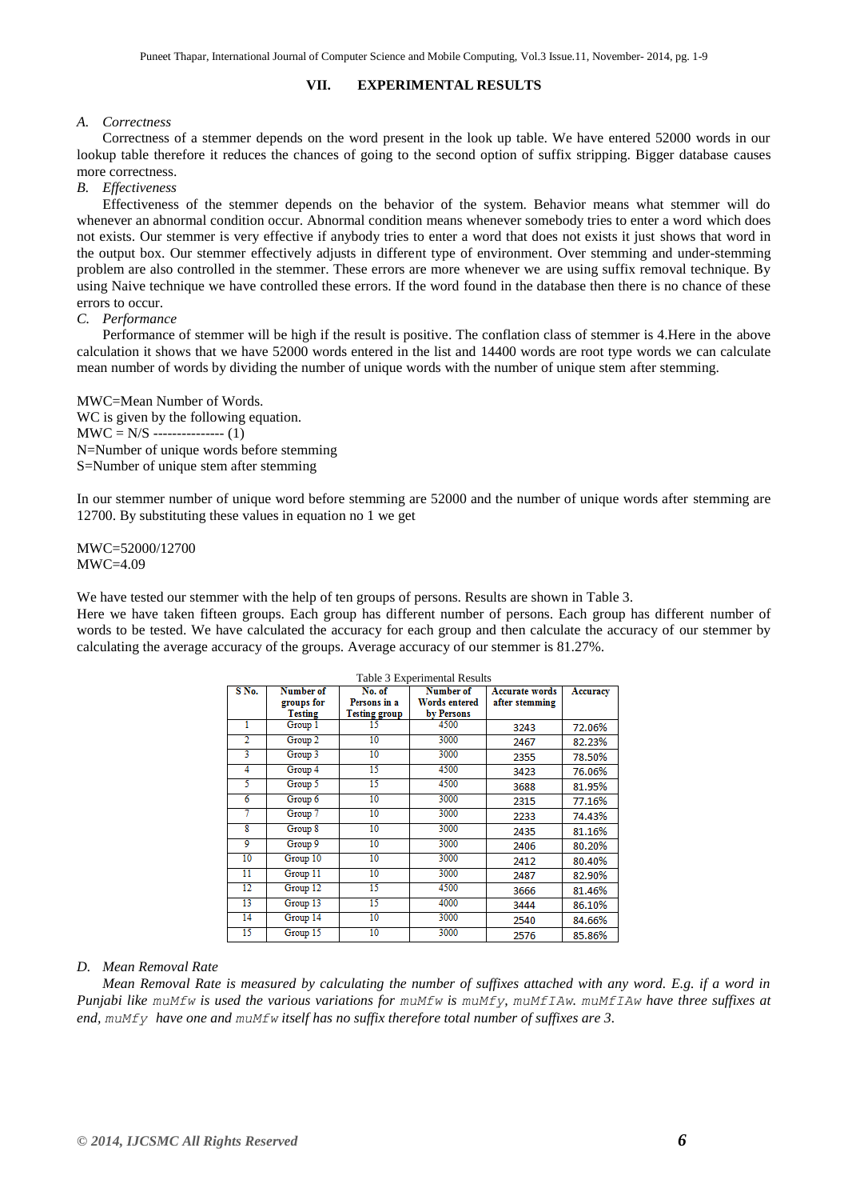## VII. EXPERIMENTAL RESULTS

### A. *Correctness*

Correctness of a stemmer depends on the word present in the look up table. We have entered 52000 words in our lookup table therefore it reduces the chances of going to the second option of suffix stripping. Bigger database causes more correctness.

### B. *Effectiveness*

Effectiveness of the stemmer depends on the behavior of the system. Behavior means what stemmer will do whenever an abnormal condition occur. Abnormal condition means whenever somebody tries to enter a word which does not exists. Our stemmer is very effective if anybody tries to enter a word that does not exists it just shows that word in the output box. Our stemmer effectively adjusts in different type of environment. Over stemming and under-stemming problem are also controlled in the stemmer. These errors are more whenever we are using suffix removal technique. By using Naive technique we have controlled these errors. If the word found in the database then there is no chance of these errors to occur.

### C. *Performance*

Performance of stemmer will be high if the result is positive. The conflation class of stemmer is 4.Here in the above calculation it shows that we have 52000 words entered in the list and 14400 words are root type words we can calculate mean number of words by dividing the number of unique words with the number of unique stem after stemming.

MWC=Mean Number of Words.
WC is given by the following equation.
MWC = N/S --------------- (1)
N=Number of unique words before stemming
S=Number of unique stem after stemming

In our stemmer number of unique word before stemming are 52000 and the number of unique words after stemming are 12700. By substituting these values in equation no 1 we get

MWC=52000/12700
MWC=4.09

We have tested our stemmer with the help of ten groups of persons. Results are shown in Table 3.
Here we have taken fifteen groups. Each group has different number of persons. Each group has different number of words to be tested. We have calculated the accuracy for each group and then calculate the accuracy of our stemmer by calculating the average accuracy of the groups. Average accuracy of our stemmer is 81.27%.

Table 3 Experimental Results

| S No. | Number of groups for Testing | No. of Persons in a Testing group | Number of Words entered by Persons | Accurate words after stemming | Accuracy |
|---|---|---|---|---|---|
| 1 | Group 1 | 15 | 4500 | 3243 | 72.06% |
| 2 | Group 2 | 10 | 3000 | 2467 | 82.23% |
| 3 | Group 3 | 10 | 3000 | 2355 | 78.50% |
| 4 | Group 4 | 15 | 4500 | 3423 | 76.06% |
| 5 | Group 5 | 15 | 4500 | 3688 | 81.95% |
| 6 | Group 6 | 10 | 3000 | 2315 | 77.16% |
| 7 | Group 7 | 10 | 3000 | 2233 | 74.43% |
| 8 | Group 8 | 10 | 3000 | 2435 | 81.16% |
| 9 | Group 9 | 10 | 3000 | 2406 | 80.20% |
| 10 | Group 10 | 10 | 3000 | 2412 | 80.40% |
| 11 | Group 11 | 10 | 3000 | 2487 | 82.90% |
| 12 | Group 12 | 15 | 4500 | 3666 | 81.46% |
| 13 | Group 13 | 15 | 4000 | 3444 | 86.10% |
| 14 | Group 14 | 10 | 3000 | 2540 | 84.66% |
| 15 | Group 15 | 10 | 3000 | 2576 | 85.86% |

### D. *Mean Removal Rate*

*Mean Removal Rate is measured by calculating the number of suffixes attached with any word. E.g. if a word in Punjabi like* muMfw *is used the various variations for* muMfw *is* muMfy, muMfIAw. muMfIAw *have three suffixes at end,* muMfy *have one and* muMfw *itself has no suffix therefore total number of suffixes are 3.*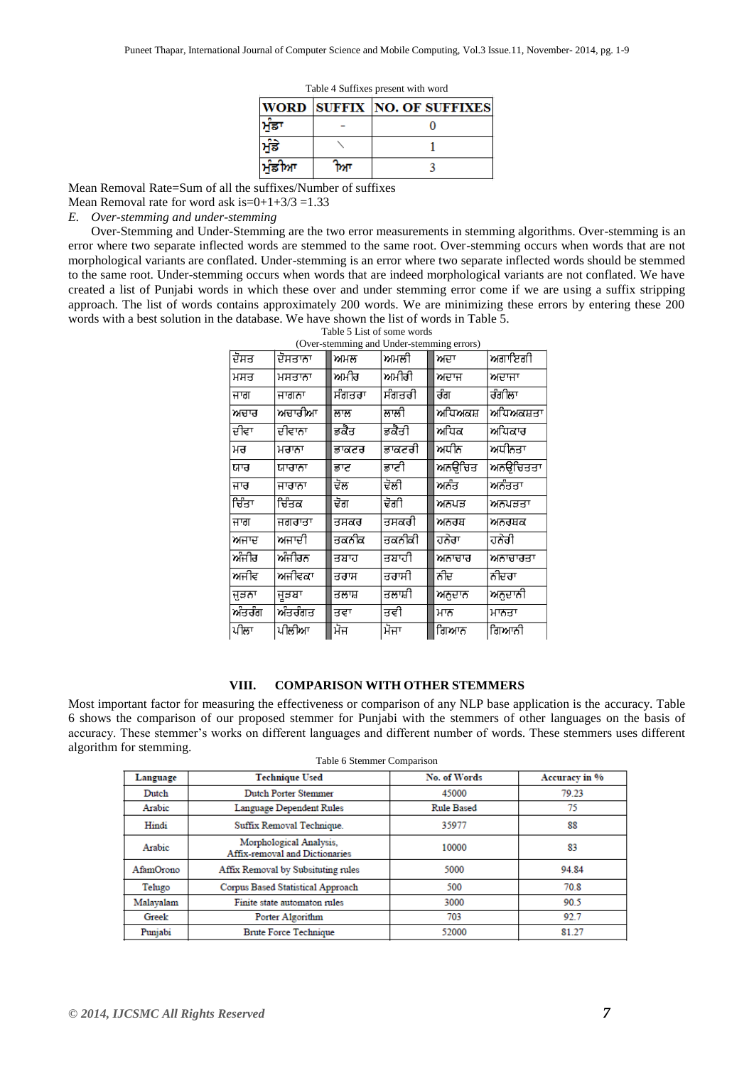Table 4 Suffixes present with word

| WORD | SUFFIX | NO. OF SUFFIXES |
|---|---|---|
| ਮੁੰਡਾ | - | 0 |
| ਮੁੰਡੇ | ੇ | 1 |
| ਮੁੰਡੀਆ | ੀਆ | 3 |

Mean Removal Rate=Sum of all the suffixes/Number of suffixes

Mean Removal rate for word ask is=0+1+3/3 =1.33

*E. Over-stemming and under-stemming*

Over-Stemming and Under-Stemming are the two error measurements in stemming algorithms. Over-stemming is an error where two separate inflected words are stemmed to the same root. Over-stemming occurs when words that are not morphological variants are conflated. Under-stemming is an error where two separate inflected words should be stemmed to the same root. Under-stemming occurs when words that are indeed morphological variants are not conflated. We have created a list of Punjabi words in which these over and under stemming error come if we are using a suffix stripping approach. The list of words contains approximately 200 words. We are minimizing these errors by entering these 200 words with a best solution in the database. We have shown the list of words in Table 5.

Table 5 List of some words
(Over-stemming and Under-stemming errors)

| | | | | | |
|---|---|---|---|---|---|
| ਦੋਸਤ | ਦੋਸਤਾਨਾ | ਅਮਲ | ਅਮਲੀ | ਅਦਾ | ਅਗਾਇਗੀ |
| ਮਸਤ | ਮਸਤਾਨਾ | ਅਮੀਰ | ਅਮੀਰੀ | ਅਦਾਜ | ਅਦਾਜਾ |
| ਜਾਗ | ਜਾਗਨਾ | ਸੰਗਤਰਾ | ਸੰਗਤਰੀ | ਰੰਗ | ਰੰਗੀਲਾ |
| ਅਚਾਰ | ਅਚਾਰੀਆ | ਲਾਲ | ਲਾਲੀ | ਅਧਿਅਕਸ਼ | ਅਧਿਅਕਸ਼ਤਾ |
| ਦੀਵਾ | ਦੀਵਾਨਾ | ਡਕੈਤ | ਡਕੈਤੀ | ਅਧਿਕ | ਅਧਿਕਾਰ |
| ਮਰ | ਮਰਾਨਾ | ਡਾਕਟਰ | ਡਾਕਟਰੀ | ਅਧੀਨ | ਅਧੀਨਤਾ |
| ਯਾਰ | ਯਾਰਾਨਾ | ਡਾਟ | ਡਾਟੀ | ਅਨਉਚਿਤ | ਅਨਉਚਿਤਤਾ |
| ਜਾਰ | ਜਾਰਾਨਾ | ਢੋਲ | ਢੋਲੀ | ਅਨੰਤ | ਅਨੰਤਤਾ |
| ਚਿੰਤਾ | ਚਿੰਤਕ | ਢੋਂਗ | ਢੋਂਗੀ | ਅਨਪੜ | ਅਨਪੜਤਾ |
| ਜਾਗ | ਜਗਰਾਤਾ | ਤਸਕਰ | ਤਸਕਰੀ | ਅਨਰਥ | ਅਨਰਥਕ |
| ਅਜਾਦ | ਅਜਾਦੀ | ਤਕਨੀਕ | ਤਕਨੀਕੀ | ਹਨੇਰਾ | ਹਨੇਰੀ |
| ਅੰਜੀਰ | ਅੰਜੀਰਨ | ਤਬਾਹ | ਤਬਾਹੀ | ਅਨਾਚਾਰ | ਅਨਾਚਾਰਤਾ |
| ਅਜੀਵ | ਅਜੀਵਕਾ | ਤਰਾਸ | ਤਰਾਸੀ | ਨੀਂਦ | ਨੀਂਦਰਾ |
| ਜੁੜਨਾ | ਜੁੜਬਾ | ਤਲਾਸ਼ | ਤਲਾਸ਼ੀ | ਅਨੁਦਾਨ | ਅਨੁਦਾਨੀ |
| ਅੰਤਰੰਗ | ਅੰਤਰੰਗਤ | ਤਵਾ | ਤਵੀ | ਮਾਨ | ਮਾਨਤਾ |
| ਪੀਲਾ | ਪੀਲੀਆ | ਮੌਜ | ਮੌਜਾ | ਗਿਆਨ | ਗਿਆਨੀ |

## VIII. COMPARISON WITH OTHER STEMMERS

Most important factor for measuring the effectiveness or comparison of any NLP base application is the accuracy. Table 6 shows the comparison of our proposed stemmer for Punjabi with the stemmers of other languages on the basis of accuracy. These stemmer's works on different languages and different number of words. These stemmers uses different algorithm for stemming.

Table 6 Stemmer Comparison

| Language | Technique Used | No. of Words | Accuracy in % |
|---|---|---|---|
| Dutch | Dutch Porter Stemmer | 45000 | 79.23 |
| Arabic | Language Dependent Rules | Rule Based | 75 |
| Hindi | Suffix Removal Technique. | 35977 | 88 |
| Arabic | Morphological Analysis, Affix-removal and Dictionaries | 10000 | 83 |
| AfamOrono | Affix Removal by Subsituting rules | 5000 | 94.84 |
| Telugo | Corpus Based Statistical Approach | 500 | 70.8 |
| Malayalam | Finite state automaton rules | 3000 | 90.5 |
| Greek | Porter Algorithm | 703 | 92.7 |
| Punjabi | Brute Force Technique | 52000 | 81.27 |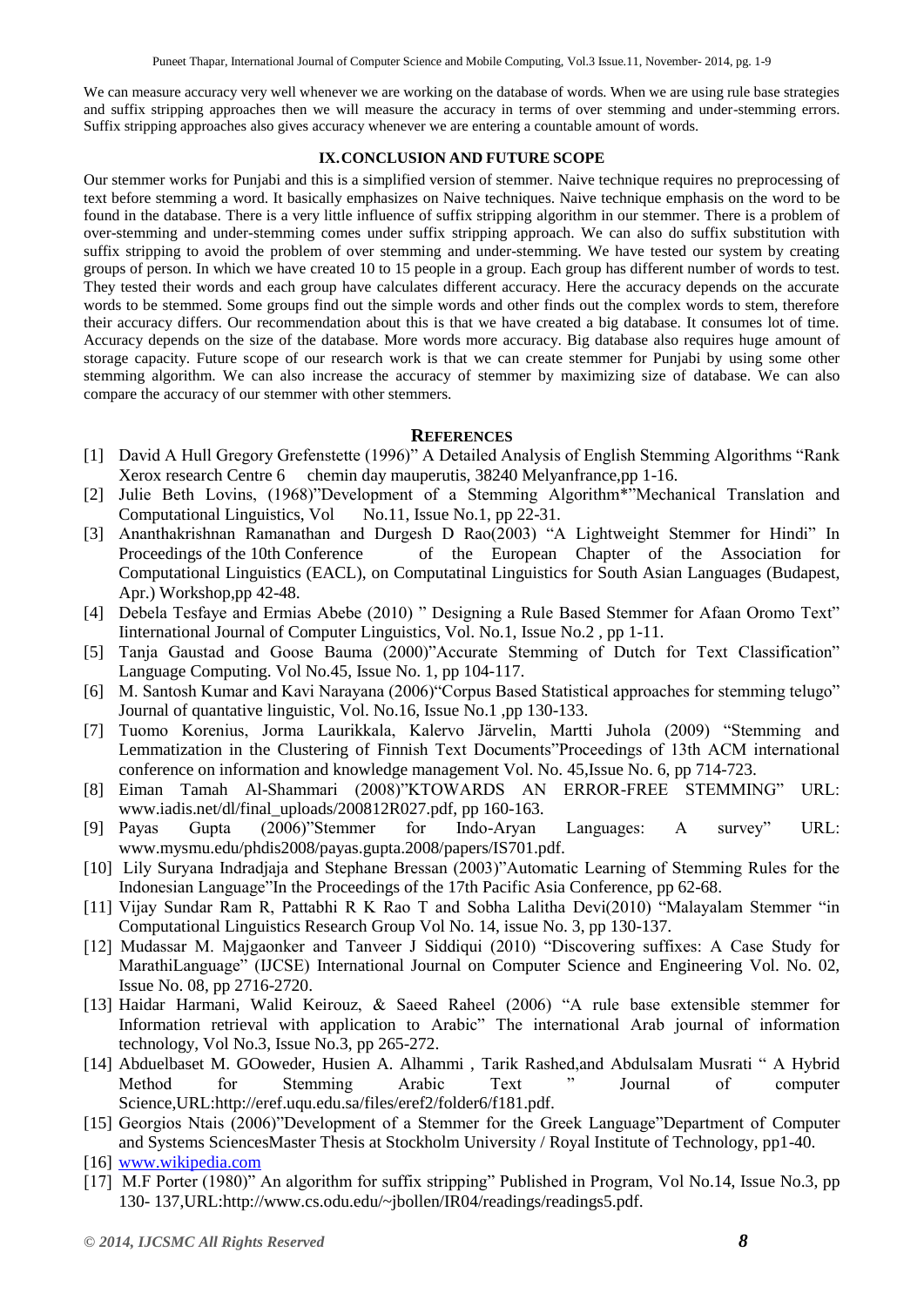We can measure accuracy very well whenever we are working on the database of words. When we are using rule base strategies and suffix stripping approaches then we will measure the accuracy in terms of over stemming and under-stemming errors. Suffix stripping approaches also gives accuracy whenever we are entering a countable amount of words.

## IX. CONCLUSION AND FUTURE SCOPE

Our stemmer works for Punjabi and this is a simplified version of stemmer. Naive technique requires no preprocessing of text before stemming a word. It basically emphasizes on Naive techniques. Naive technique emphasis on the word to be found in the database. There is a very little influence of suffix stripping algorithm in our stemmer. There is a problem of over-stemming and under-stemming comes under suffix stripping approach. We can also do suffix substitution with suffix stripping to avoid the problem of over stemming and under-stemming. We have tested our system by creating groups of person. In which we have created 10 to 15 people in a group. Each group has different number of words to test. They tested their words and each group have calculates different accuracy. Here the accuracy depends on the accurate words to be stemmed. Some groups find out the simple words and other finds out the complex words to stem, therefore their accuracy differs. Our recommendation about this is that we have created a big database. It consumes lot of time. Accuracy depends on the size of the database. More words more accuracy. Big database also requires huge amount of storage capacity. Future scope of our research work is that we can create stemmer for Punjabi by using some other stemming algorithm. We can also increase the accuracy of stemmer by maximizing size of database. We can also compare the accuracy of our stemmer with other stemmers.

## REFERENCES

[1] David A Hull Gregory Grefenstette (1996)" A Detailed Analysis of English Stemming Algorithms "Rank Xerox research Centre 6 chemin day mauperutis, 38240 Melyanfrance,pp 1-16.

[2] Julie Beth Lovins, (1968)"Development of a Stemming Algorithm*"Mechanical Translation and Computational Linguistics, Vol No.11, Issue No.1, pp 22-31.

[3] Ananthakrishnan Ramanathan and Durgesh D Rao(2003) "A Lightweight Stemmer for Hindi" In Proceedings of the 10th Conference of the European Chapter of the Association for Computational Linguistics (EACL), on Computatinal Linguistics for South Asian Languages (Budapest, Apr.) Workshop,pp 42-48.

[4] Debela Tesfaye and Ermias Abebe (2010) " Designing a Rule Based Stemmer for Afaan Oromo Text" Iinternational Journal of Computer Linguistics, Vol. No.1, Issue No.2 , pp 1-11.

[5] Tanja Gaustad and Goose Bauma (2000)"Accurate Stemming of Dutch for Text Classification" Language Computing. Vol No.45, Issue No. 1, pp 104-117.

[6] M. Santosh Kumar and Kavi Narayana (2006)"Corpus Based Statistical approaches for stemming telugo" Journal of quantative linguistic, Vol. No.16, Issue No.1 ,pp 130-133.

[7] Tuomo Korenius, Jorma Laurikkala, Kalervo Järvelin, Martti Juhola (2009) "Stemming and Lemmatization in the Clustering of Finnish Text Documents"Proceedings of 13th ACM international conference on information and knowledge management Vol. No. 45,Issue No. 6, pp 714-723.

[8] Eiman Tamah Al-Shammari (2008)"KTOWARDS AN ERROR-FREE STEMMING" URL: www.iadis.net/dl/final_uploads/200812R027.pdf, pp 160-163.

[9] Payas Gupta (2006)"Stemmer for Indo-Aryan Languages: A survey" URL: www.mysmu.edu/phdis2008/payas.gupta.2008/papers/IS701.pdf.

[10] Lily Suryana Indradjaja and Stephane Bressan (2003)"Automatic Learning of Stemming Rules for the Indonesian Language"In the Proceedings of the 17th Pacific Asia Conference, pp 62-68.

[11] Vijay Sundar Ram R, Pattabhi R K Rao T and Sobha Lalitha Devi(2010) "Malayalam Stemmer "in Computational Linguistics Research Group Vol No. 14, issue No. 3, pp 130-137.

[12] Mudassar M. Majgaonker and Tanveer J Siddiqui (2010) "Discovering suffixes: A Case Study for MarathiLanguage" (IJCSE) International Journal on Computer Science and Engineering Vol. No. 02, Issue No. 08, pp 2716-2720.

[13] Haidar Harmani, Walid Keirouz, & Saeed Raheel (2006) "A rule base extensible stemmer for Information retrieval with application to Arabic" The international Arab journal of information technology, Vol No.3, Issue No.3, pp 265-272.

[14] Abduelbaset M. GOoweder, Husien A. Alhammi , Tarik Rashed,and Abdulsalam Musrati " A Hybrid Method for Stemming Arabic Text " Journal of computer Science,URL:http://eref.uqu.edu.sa/files/eref2/folder6/f181.pdf.

[15] Georgios Ntais (2006)"Development of a Stemmer for the Greek Language"Department of Computer and Systems SciencesMaster Thesis at Stockholm University / Royal Institute of Technology, pp1-40.

[16] www.wikipedia.com

[17] M.F Porter (1980)" An algorithm for suffix stripping" Published in Program, Vol No.14, Issue No.3, pp 130- 137,URL:http://www.cs.odu.edu/~jbollen/IR04/readings/readings5.pdf.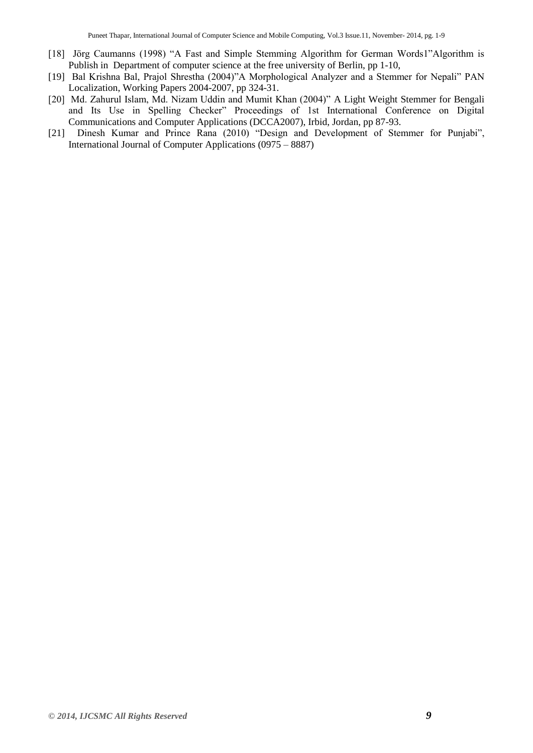[18] Jörg Caumanns (1998) "A Fast and Simple Stemming Algorithm for German Words1"Algorithm is Publish in Department of computer science at the free university of Berlin, pp 1-10,

[19] Bal Krishna Bal, Prajol Shrestha (2004)"A Morphological Analyzer and a Stemmer for Nepali" PAN Localization, Working Papers 2004-2007, pp 324-31.

[20] Md. Zahurul Islam, Md. Nizam Uddin and Mumit Khan (2004)" A Light Weight Stemmer for Bengali and Its Use in Spelling Checker" Proceedings of 1st International Conference on Digital Communications and Computer Applications (DCCA2007), Irbid, Jordan, pp 87-93.

[21] Dinesh Kumar and Prince Rana (2010) "Design and Development of Stemmer for Punjabi", International Journal of Computer Applications (0975 – 8887)